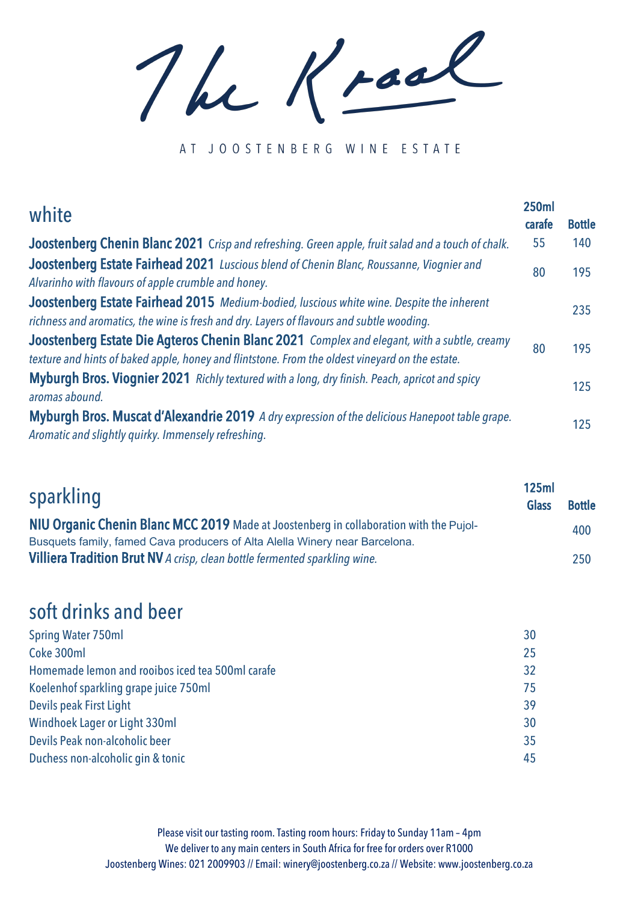# The Kraal

AT JOOSTENBERG WINE ESTATE

## white

| | 250ml carafe | Bottle |
|---|---|---|
| **Joostenberg Chenin Blanc 2021** *Crisp and refreshing. Green apple, fruit salad and a touch of chalk.* | 55 | 140 |
| **Joostenberg Estate Fairhead 2021** *Luscious blend of Chenin Blanc, Roussanne, Viognier and Alvarinho with flavours of apple crumble and honey.* | 80 | 195 |
| **Joostenberg Estate Fairhead 2015** *Medium-bodied, luscious white wine. Despite the inherent richness and aromatics, the wine is fresh and dry. Layers of flavours and subtle wooding.* | | 235 |
| **Joostenberg Estate Die Agteros Chenin Blanc 2021** *Complex and elegant, with a subtle, creamy texture and hints of baked apple, honey and flintstone. From the oldest vineyard on the estate.* | 80 | 195 |
| **Myburgh Bros. Viognier 2021** *Richly textured with a long, dry finish. Peach, apricot and spicy aromas abound.* | | 125 |
| **Myburgh Bros. Muscat d'Alexandrie 2019** *A dry expression of the delicious Hanepoot table grape. Aromatic and slightly quirky. Immensely refreshing.* | | 125 |

## sparkling

| | 125ml Glass | Bottle |
|---|---|---|
| **NIU Organic Chenin Blanc MCC 2019** Made at Joostenberg in collaboration with the Pujol-Busquets family, famed Cava producers of Alta Alella Winery near Barcelona. | | 400 |
| **Villiera Tradition Brut NV** *A crisp, clean bottle fermented sparkling wine.* | | 250 |

## soft drinks and beer

| | |
|---|---|
| Spring Water 750ml | 30 |
| Coke 300ml | 25 |
| Homemade lemon and rooibos iced tea 500ml carafe | 32 |
| Koelenhof sparkling grape juice 750ml | 75 |
| Devils peak First Light | 39 |
| Windhoek Lager or Light 330ml | 30 |
| Devils Peak non-alcoholic beer | 35 |
| Duchess non-alcoholic gin & tonic | 45 |

Please visit our tasting room. Tasting room hours: Friday to Sunday 11am – 4pm
We deliver to any main centers in South Africa for free for orders over R1000
Joostenberg Wines: 021 2009903 // Email: winery@joostenberg.co.za // Website: www.joostenberg.co.za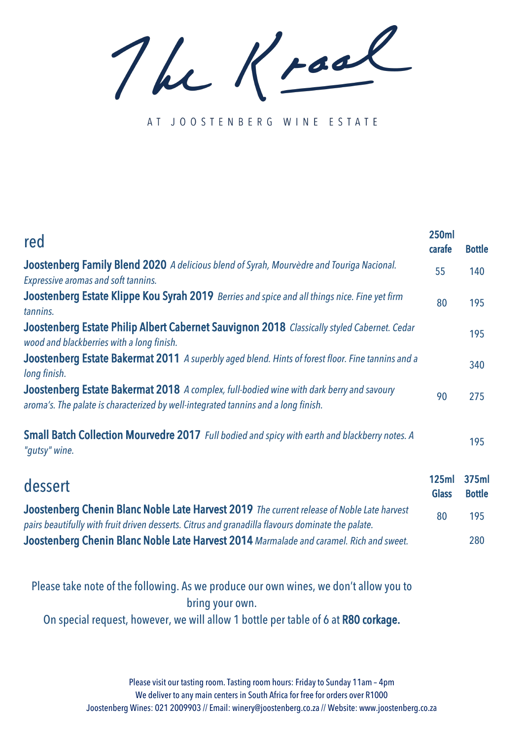# The Kraal

AT JOOSTENBERG WINE ESTATE

| red | 250ml carafe | Bottle |
|---|---|---|
| **Joostenberg Family Blend 2020** *A delicious blend of Syrah, Mourvèdre and Touriga Nacional. Expressive aromas and soft tannins.* | 55 | 140 |
| **Joostenberg Estate Klippe Kou Syrah 2019** *Berries and spice and all things nice. Fine yet firm tannins.* | 80 | 195 |
| **Joostenberg Estate Philip Albert Cabernet Sauvignon 2018** *Classically styled Cabernet. Cedar wood and blackberries with a long finish.* | | 195 |
| **Joostenberg Estate Bakermat 2011** *A superbly aged blend. Hints of forest floor. Fine tannins and a long finish.* | | 340 |
| **Joostenberg Estate Bakermat 2018** *A complex, full-bodied wine with dark berry and savoury aroma's. The palate is characterized by well-integrated tannins and a long finish.* | 90 | 275 |
| **Small Batch Collection Mourvedre 2017** *Full bodied and spicy with earth and blackberry notes. A "gutsy" wine.* | | 195 |

| dessert | 125ml Glass | 375ml Bottle |
|---|---|---|
| **Joostenberg Chenin Blanc Noble Late Harvest 2019** *The current release of Noble Late harvest pairs beautifully with fruit driven desserts. Citrus and granadilla flavours dominate the palate.* | 80 | 195 |
| **Joostenberg Chenin Blanc Noble Late Harvest 2014** *Marmalade and caramel. Rich and sweet.* | | 280 |

Please take note of the following. As we produce our own wines, we don't allow you to bring your own.

On special request, however, we will allow 1 bottle per table of 6 at **R80 corkage.**

Please visit our tasting room. Tasting room hours: Friday to Sunday 11am – 4pm

We deliver to any main centers in South Africa for free for orders over R1000

Joostenberg Wines: 021 2009903 // Email: winery@joostenberg.co.za // Website: www.joostenberg.co.za